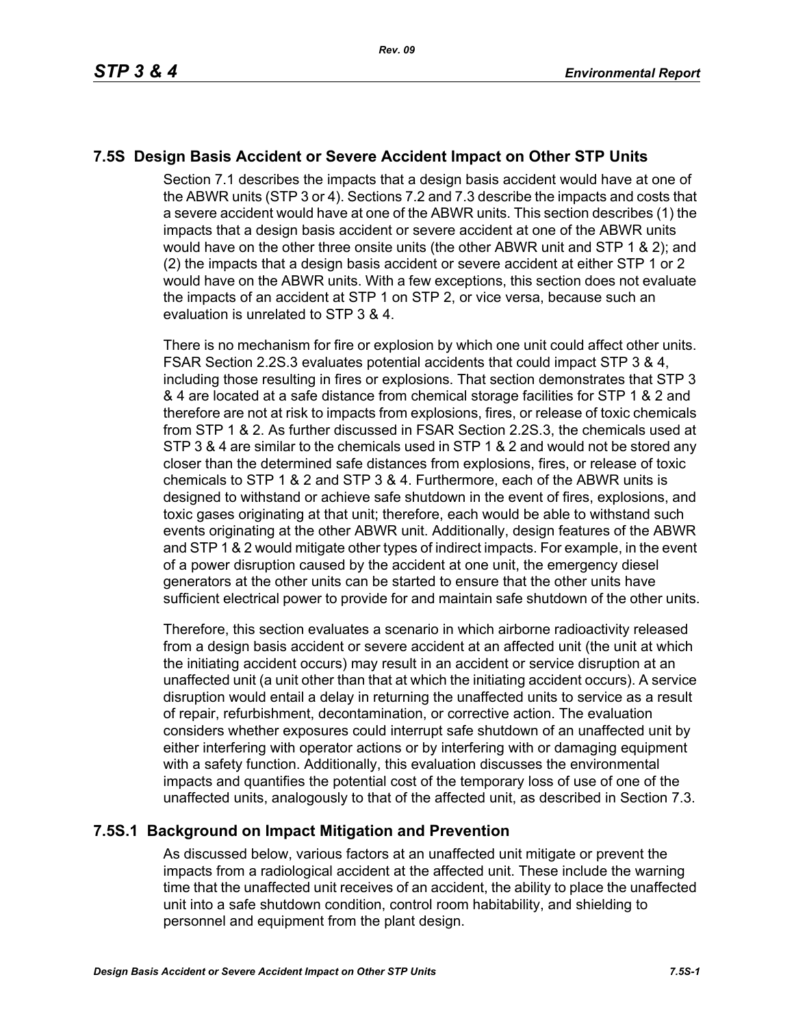## 7.5S Design Basis Accident or Severe Accident Impact on Other STP Units

Section 7.1 describes the impacts that a design basis accident would have at one of the ABWR units (STP 3 or 4). Sections 7.2 and 7.3 describe the impacts and costs that a severe accident would have at one of the ABWR units. This section describes (1) the impacts that a design basis accident or severe accident at one of the ABWR units would have on the other three onsite units (the other ABWR unit and STP 1 & 2); and (2) the impacts that a design basis accident or severe accident at either STP 1 or 2 would have on the ABWR units. With a few exceptions, this section does not evaluate the impacts of an accident at STP 1 on STP 2, or vice versa, because such an evaluation is unrelated to STP 3 & 4.

There is no mechanism for fire or explosion by which one unit could affect other units. FSAR Section 2.2S.3 evaluates potential accidents that could impact STP 3 & 4, including those resulting in fires or explosions. That section demonstrates that STP 3 & 4 are located at a safe distance from chemical storage facilities for STP 1 & 2 and therefore are not at risk to impacts from explosions, fires, or release of toxic chemicals from STP 1 & 2. As further discussed in FSAR Section 2.2S.3, the chemicals used at STP 3 & 4 are similar to the chemicals used in STP 1 & 2 and would not be stored any closer than the determined safe distances from explosions, fires, or release of toxic chemicals to STP 1 & 2 and STP 3 & 4. Furthermore, each of the ABWR units is designed to withstand or achieve safe shutdown in the event of fires, explosions, and toxic gases originating at that unit; therefore, each would be able to withstand such events originating at the other ABWR unit. Additionally, design features of the ABWR and STP 1 & 2 would mitigate other types of indirect impacts. For example, in the event of a power disruption caused by the accident at one unit, the emergency diesel generators at the other units can be started to ensure that the other units have sufficient electrical power to provide for and maintain safe shutdown of the other units.

Therefore, this section evaluates a scenario in which airborne radioactivity released from a design basis accident or severe accident at an affected unit (the unit at which the initiating accident occurs) may result in an accident or service disruption at an unaffected unit (a unit other than that at which the initiating accident occurs). A service disruption would entail a delay in returning the unaffected units to service as a result of repair, refurbishment, decontamination, or corrective action. The evaluation considers whether exposures could interrupt safe shutdown of an unaffected unit by either interfering with operator actions or by interfering with or damaging equipment with a safety function. Additionally, this evaluation discusses the environmental impacts and quantifies the potential cost of the temporary loss of use of one of the unaffected units, analogously to that of the affected unit, as described in Section 7.3.

### 7.5S.1 Background on Impact Mitigation and Prevention

As discussed below, various factors at an unaffected unit mitigate or prevent the impacts from a radiological accident at the affected unit. These include the warning time that the unaffected unit receives of an accident, the ability to place the unaffected unit into a safe shutdown condition, control room habitability, and shielding to personnel and equipment from the plant design.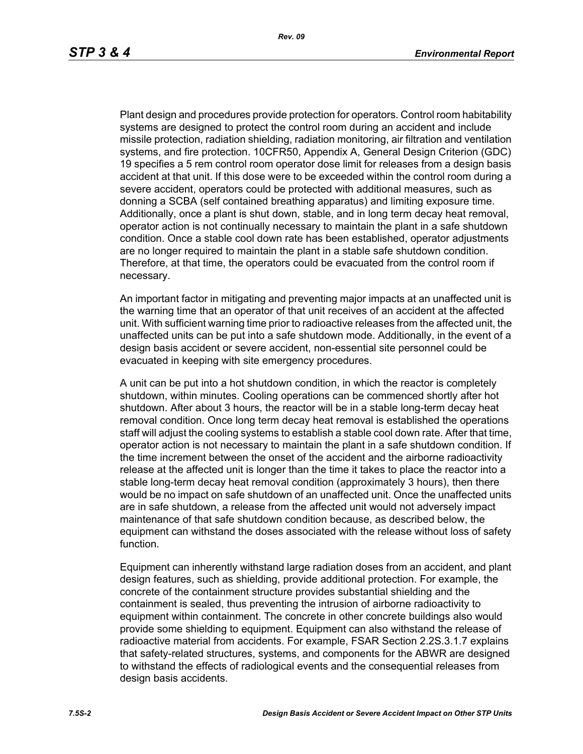Plant design and procedures provide protection for operators. Control room habitability systems are designed to protect the control room during an accident and include missile protection, radiation shielding, radiation monitoring, air filtration and ventilation systems, and fire protection. 10CFR50, Appendix A, General Design Criterion (GDC) 19 specifies a 5 rem control room operator dose limit for releases from a design basis accident at that unit. If this dose were to be exceeded within the control room during a severe accident, operators could be protected with additional measures, such as donning a SCBA (self contained breathing apparatus) and limiting exposure time. Additionally, once a plant is shut down, stable, and in long term decay heat removal, operator action is not continually necessary to maintain the plant in a safe shutdown condition. Once a stable cool down rate has been established, operator adjustments are no longer required to maintain the plant in a stable safe shutdown condition. Therefore, at that time, the operators could be evacuated from the control room if necessary.

An important factor in mitigating and preventing major impacts at an unaffected unit is the warning time that an operator of that unit receives of an accident at the affected unit. With sufficient warning time prior to radioactive releases from the affected unit, the unaffected units can be put into a safe shutdown mode. Additionally, in the event of a design basis accident or severe accident, non-essential site personnel could be evacuated in keeping with site emergency procedures.

A unit can be put into a hot shutdown condition, in which the reactor is completely shutdown, within minutes. Cooling operations can be commenced shortly after hot shutdown. After about 3 hours, the reactor will be in a stable long-term decay heat removal condition. Once long term decay heat removal is established the operations staff will adjust the cooling systems to establish a stable cool down rate. After that time, operator action is not necessary to maintain the plant in a safe shutdown condition. If the time increment between the onset of the accident and the airborne radioactivity release at the affected unit is longer than the time it takes to place the reactor into a stable long-term decay heat removal condition (approximately 3 hours), then there would be no impact on safe shutdown of an unaffected unit. Once the unaffected units are in safe shutdown, a release from the affected unit would not adversely impact maintenance of that safe shutdown condition because, as described below, the equipment can withstand the doses associated with the release without loss of safety function.

Equipment can inherently withstand large radiation doses from an accident, and plant design features, such as shielding, provide additional protection. For example, the concrete of the containment structure provides substantial shielding and the containment is sealed, thus preventing the intrusion of airborne radioactivity to equipment within containment. The concrete in other concrete buildings also would provide some shielding to equipment. Equipment can also withstand the release of radioactive material from accidents. For example, FSAR Section 2.2S.3.1.7 explains that safety-related structures, systems, and components for the ABWR are designed to withstand the effects of radiological events and the consequential releases from design basis accidents.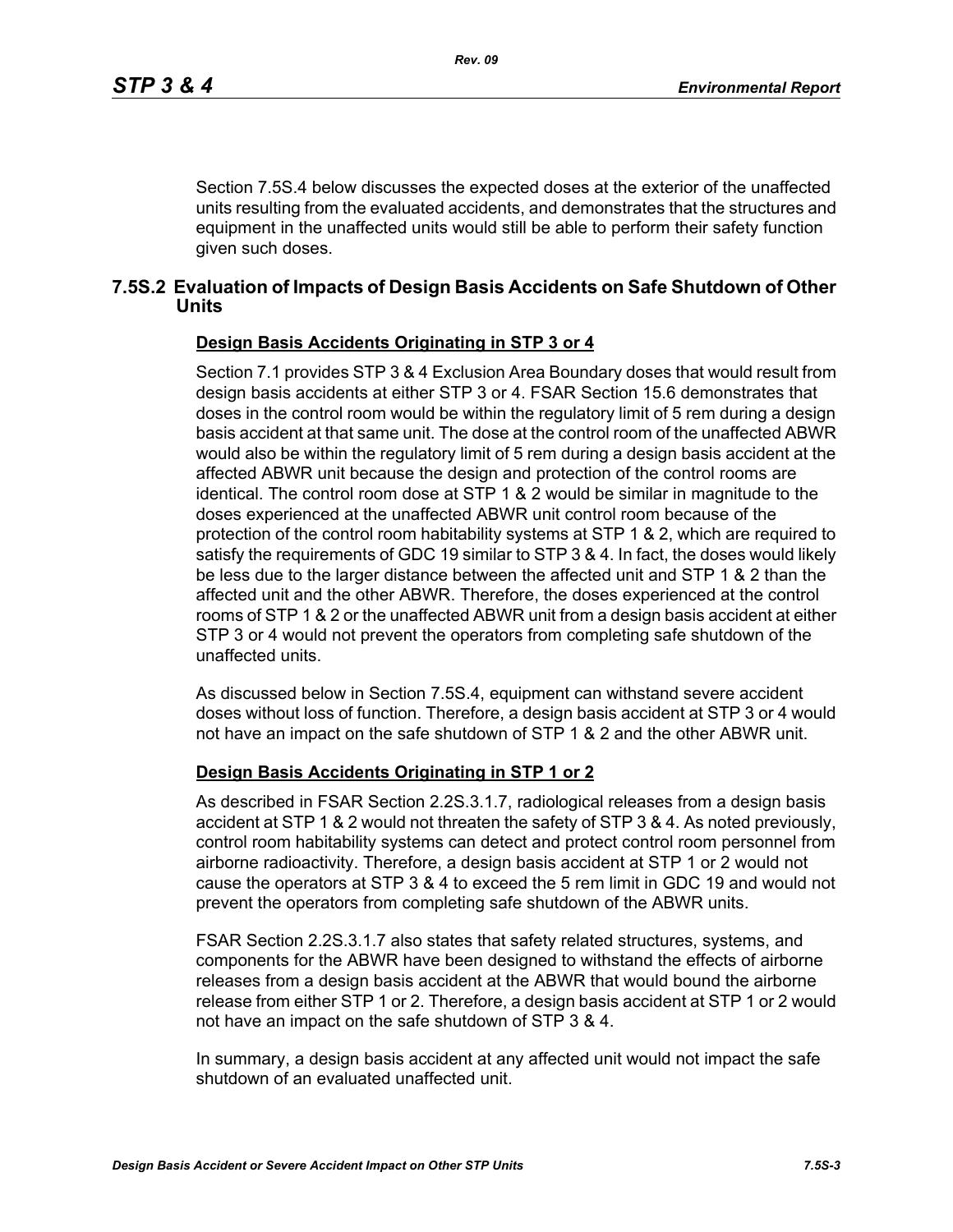Section 7.5S.4 below discusses the expected doses at the exterior of the unaffected units resulting from the evaluated accidents, and demonstrates that the structures and equipment in the unaffected units would still be able to perform their safety function given such doses.

## 7.5S.2 Evaluation of Impacts of Design Basis Accidents on Safe Shutdown of Other Units

**Design Basis Accidents Originating in STP 3 or 4**

Section 7.1 provides STP 3 & 4 Exclusion Area Boundary doses that would result from design basis accidents at either STP 3 or 4. FSAR Section 15.6 demonstrates that doses in the control room would be within the regulatory limit of 5 rem during a design basis accident at that same unit. The dose at the control room of the unaffected ABWR would also be within the regulatory limit of 5 rem during a design basis accident at the affected ABWR unit because the design and protection of the control rooms are identical. The control room dose at STP 1 & 2 would be similar in magnitude to the doses experienced at the unaffected ABWR unit control room because of the protection of the control room habitability systems at STP 1 & 2, which are required to satisfy the requirements of GDC 19 similar to STP 3 & 4. In fact, the doses would likely be less due to the larger distance between the affected unit and STP 1 & 2 than the affected unit and the other ABWR. Therefore, the doses experienced at the control rooms of STP 1 & 2 or the unaffected ABWR unit from a design basis accident at either STP 3 or 4 would not prevent the operators from completing safe shutdown of the unaffected units.

As discussed below in Section 7.5S.4, equipment can withstand severe accident doses without loss of function. Therefore, a design basis accident at STP 3 or 4 would not have an impact on the safe shutdown of STP 1 & 2 and the other ABWR unit.

**Design Basis Accidents Originating in STP 1 or 2**

As described in FSAR Section 2.2S.3.1.7, radiological releases from a design basis accident at STP 1 & 2 would not threaten the safety of STP 3 & 4. As noted previously, control room habitability systems can detect and protect control room personnel from airborne radioactivity. Therefore, a design basis accident at STP 1 or 2 would not cause the operators at STP 3 & 4 to exceed the 5 rem limit in GDC 19 and would not prevent the operators from completing safe shutdown of the ABWR units.

FSAR Section 2.2S.3.1.7 also states that safety related structures, systems, and components for the ABWR have been designed to withstand the effects of airborne releases from a design basis accident at the ABWR that would bound the airborne release from either STP 1 or 2. Therefore, a design basis accident at STP 1 or 2 would not have an impact on the safe shutdown of STP 3 & 4.

In summary, a design basis accident at any affected unit would not impact the safe shutdown of an evaluated unaffected unit.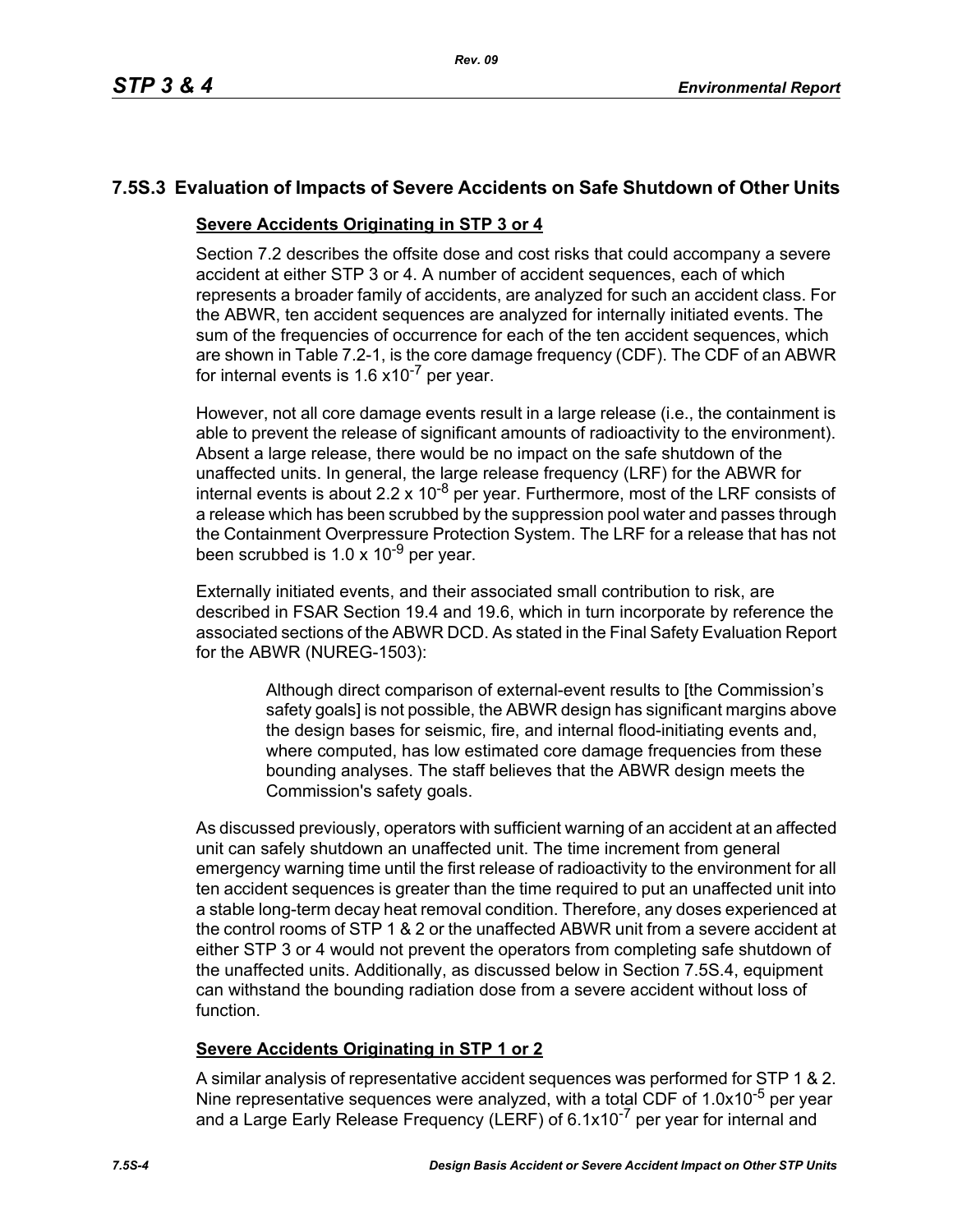## 7.5S.3 Evaluation of Impacts of Severe Accidents on Safe Shutdown of Other Units

**Severe Accidents Originating in STP 3 or 4**

Section 7.2 describes the offsite dose and cost risks that could accompany a severe accident at either STP 3 or 4. A number of accident sequences, each of which represents a broader family of accidents, are analyzed for such an accident class. For the ABWR, ten accident sequences are analyzed for internally initiated events. The sum of the frequencies of occurrence for each of the ten accident sequences, which are shown in Table 7.2-1, is the core damage frequency (CDF). The CDF of an ABWR for internal events is $1.6 \times 10^{-7}$ per year.

However, not all core damage events result in a large release (i.e., the containment is able to prevent the release of significant amounts of radioactivity to the environment). Absent a large release, there would be no impact on the safe shutdown of the unaffected units. In general, the large release frequency (LRF) for the ABWR for internal events is about $2.2 \times 10^{-8}$ per year. Furthermore, most of the LRF consists of a release which has been scrubbed by the suppression pool water and passes through the Containment Overpressure Protection System. The LRF for a release that has not been scrubbed is $1.0 \times 10^{-9}$ per year.

Externally initiated events, and their associated small contribution to risk, are described in FSAR Section 19.4 and 19.6, which in turn incorporate by reference the associated sections of the ABWR DCD. As stated in the Final Safety Evaluation Report for the ABWR (NUREG-1503):

> Although direct comparison of external-event results to [the Commission's safety goals] is not possible, the ABWR design has significant margins above the design bases for seismic, fire, and internal flood-initiating events and, where computed, has low estimated core damage frequencies from these bounding analyses. The staff believes that the ABWR design meets the Commission's safety goals.

As discussed previously, operators with sufficient warning of an accident at an affected unit can safely shutdown an unaffected unit. The time increment from general emergency warning time until the first release of radioactivity to the environment for all ten accident sequences is greater than the time required to put an unaffected unit into a stable long-term decay heat removal condition. Therefore, any doses experienced at the control rooms of STP 1 & 2 or the unaffected ABWR unit from a severe accident at either STP 3 or 4 would not prevent the operators from completing safe shutdown of the unaffected units. Additionally, as discussed below in Section 7.5S.4, equipment can withstand the bounding radiation dose from a severe accident without loss of function.

**Severe Accidents Originating in STP 1 or 2**

A similar analysis of representative accident sequences was performed for STP 1 & 2. Nine representative sequences were analyzed, with a total CDF of $1.0 \times 10^{-5}$ per year and a Large Early Release Frequency (LERF) of $6.1 \times 10^{-7}$ per year for internal and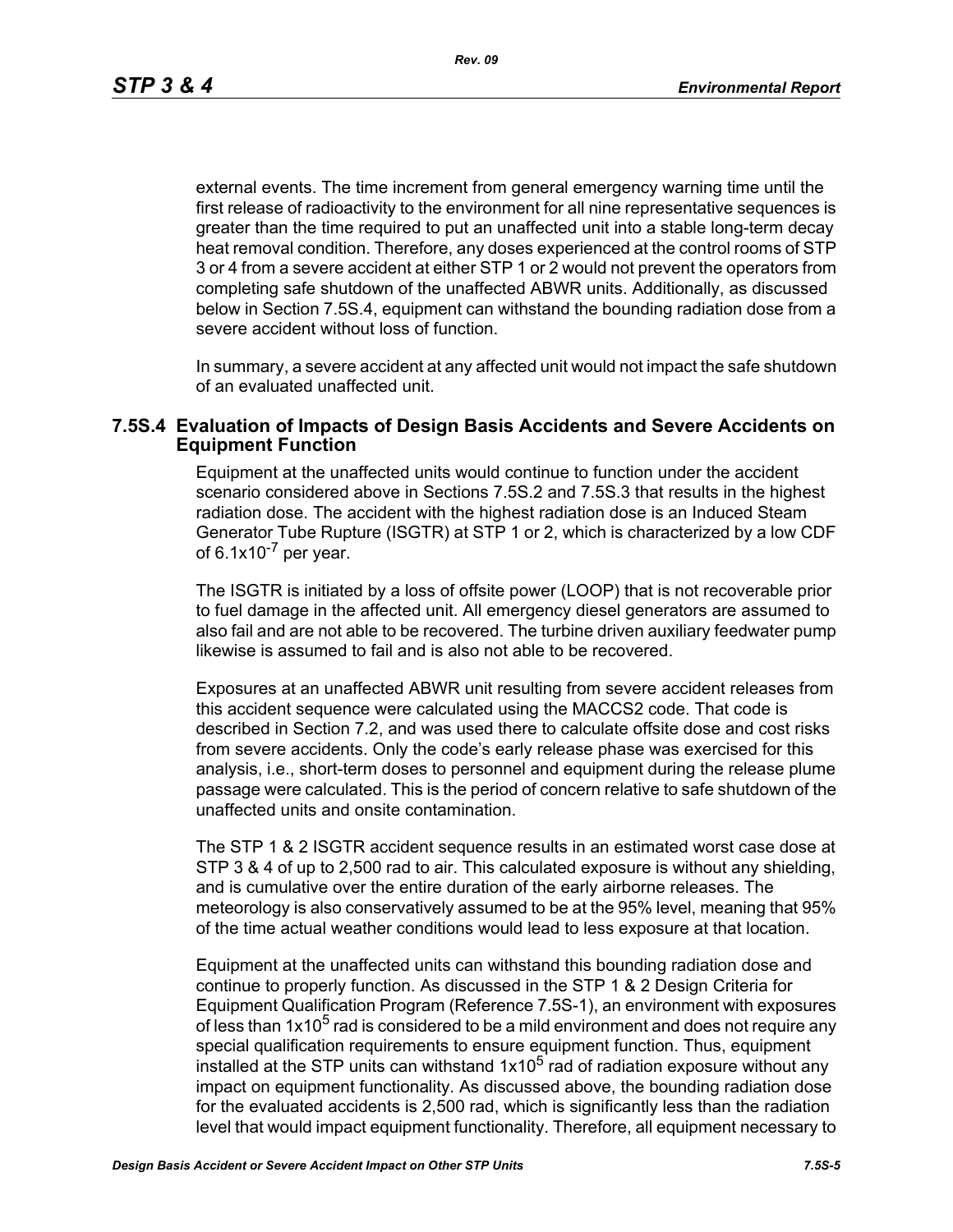external events. The time increment from general emergency warning time until the first release of radioactivity to the environment for all nine representative sequences is greater than the time required to put an unaffected unit into a stable long-term decay heat removal condition. Therefore, any doses experienced at the control rooms of STP 3 or 4 from a severe accident at either STP 1 or 2 would not prevent the operators from completing safe shutdown of the unaffected ABWR units. Additionally, as discussed below in Section 7.5S.4, equipment can withstand the bounding radiation dose from a severe accident without loss of function.

In summary, a severe accident at any affected unit would not impact the safe shutdown of an evaluated unaffected unit.

## 7.5S.4 Evaluation of Impacts of Design Basis Accidents and Severe Accidents on Equipment Function

Equipment at the unaffected units would continue to function under the accident scenario considered above in Sections 7.5S.2 and 7.5S.3 that results in the highest radiation dose. The accident with the highest radiation dose is an Induced Steam Generator Tube Rupture (ISGTR) at STP 1 or 2, which is characterized by a low CDF of $6.1 \times 10^{-7}$ per year.

The ISGTR is initiated by a loss of offsite power (LOOP) that is not recoverable prior to fuel damage in the affected unit. All emergency diesel generators are assumed to also fail and are not able to be recovered. The turbine driven auxiliary feedwater pump likewise is assumed to fail and is also not able to be recovered.

Exposures at an unaffected ABWR unit resulting from severe accident releases from this accident sequence were calculated using the MACCS2 code. That code is described in Section 7.2, and was used there to calculate offsite dose and cost risks from severe accidents. Only the code's early release phase was exercised for this analysis, i.e., short-term doses to personnel and equipment during the release plume passage were calculated. This is the period of concern relative to safe shutdown of the unaffected units and onsite contamination.

The STP 1 & 2 ISGTR accident sequence results in an estimated worst case dose at STP 3 & 4 of up to 2,500 rad to air. This calculated exposure is without any shielding, and is cumulative over the entire duration of the early airborne releases. The meteorology is also conservatively assumed to be at the 95% level, meaning that 95% of the time actual weather conditions would lead to less exposure at that location.

Equipment at the unaffected units can withstand this bounding radiation dose and continue to properly function. As discussed in the STP 1 & 2 Design Criteria for Equipment Qualification Program (Reference 7.5S-1), an environment with exposures of less than $1 \times 10^5$ rad is considered to be a mild environment and does not require any special qualification requirements to ensure equipment function. Thus, equipment installed at the STP units can withstand $1 \times 10^5$ rad of radiation exposure without any impact on equipment functionality. As discussed above, the bounding radiation dose for the evaluated accidents is 2,500 rad, which is significantly less than the radiation level that would impact equipment functionality. Therefore, all equipment necessary to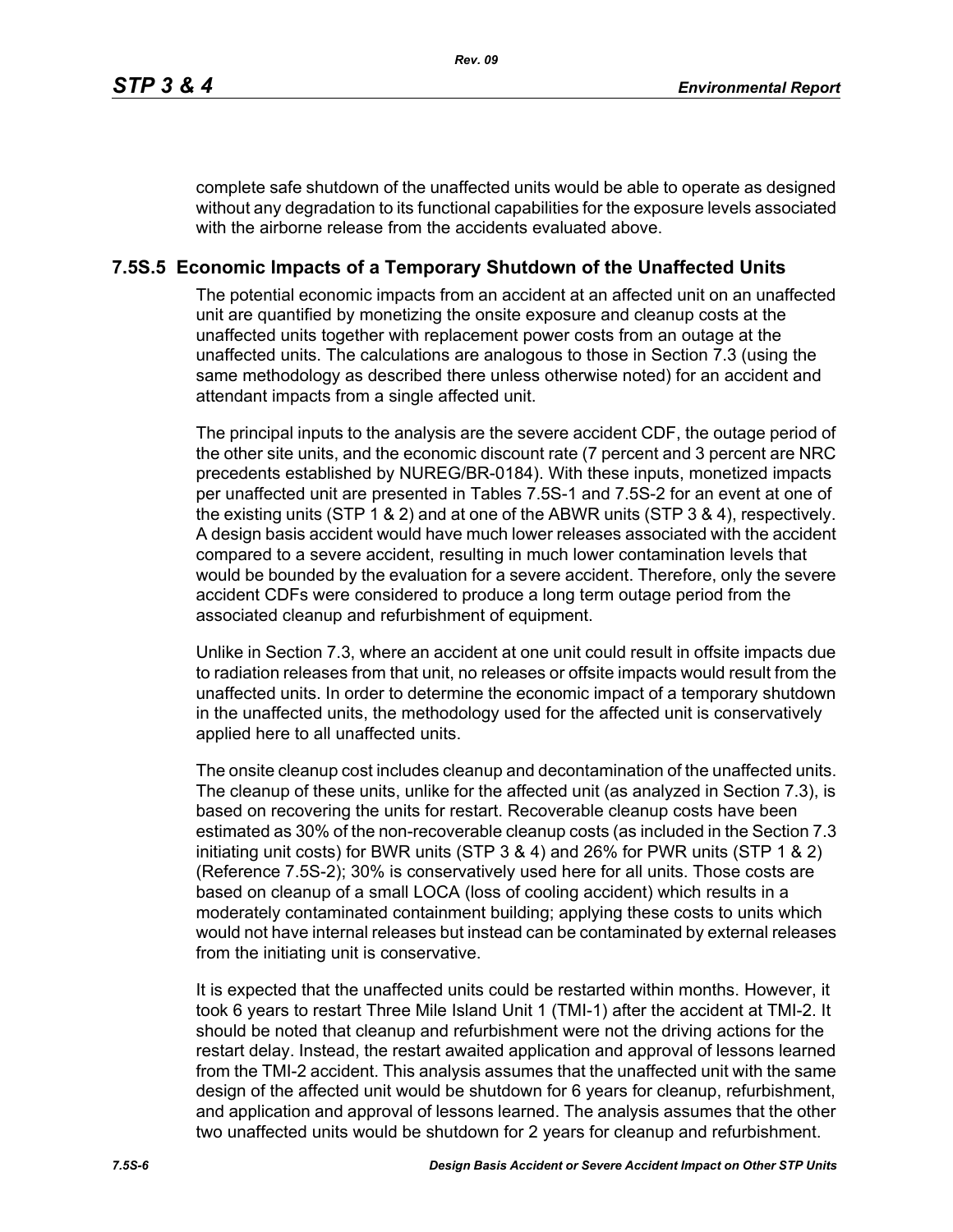complete safe shutdown of the unaffected units would be able to operate as designed without any degradation to its functional capabilities for the exposure levels associated with the airborne release from the accidents evaluated above.

## 7.5S.5 Economic Impacts of a Temporary Shutdown of the Unaffected Units

The potential economic impacts from an accident at an affected unit on an unaffected unit are quantified by monetizing the onsite exposure and cleanup costs at the unaffected units together with replacement power costs from an outage at the unaffected units. The calculations are analogous to those in Section 7.3 (using the same methodology as described there unless otherwise noted) for an accident and attendant impacts from a single affected unit.

The principal inputs to the analysis are the severe accident CDF, the outage period of the other site units, and the economic discount rate (7 percent and 3 percent are NRC precedents established by NUREG/BR-0184). With these inputs, monetized impacts per unaffected unit are presented in Tables 7.5S-1 and 7.5S-2 for an event at one of the existing units (STP 1 & 2) and at one of the ABWR units (STP 3 & 4), respectively. A design basis accident would have much lower releases associated with the accident compared to a severe accident, resulting in much lower contamination levels that would be bounded by the evaluation for a severe accident. Therefore, only the severe accident CDFs were considered to produce a long term outage period from the associated cleanup and refurbishment of equipment.

Unlike in Section 7.3, where an accident at one unit could result in offsite impacts due to radiation releases from that unit, no releases or offsite impacts would result from the unaffected units. In order to determine the economic impact of a temporary shutdown in the unaffected units, the methodology used for the affected unit is conservatively applied here to all unaffected units.

The onsite cleanup cost includes cleanup and decontamination of the unaffected units. The cleanup of these units, unlike for the affected unit (as analyzed in Section 7.3), is based on recovering the units for restart. Recoverable cleanup costs have been estimated as 30% of the non-recoverable cleanup costs (as included in the Section 7.3 initiating unit costs) for BWR units (STP 3 & 4) and 26% for PWR units (STP 1 & 2) (Reference 7.5S-2); 30% is conservatively used here for all units. Those costs are based on cleanup of a small LOCA (loss of cooling accident) which results in a moderately contaminated containment building; applying these costs to units which would not have internal releases but instead can be contaminated by external releases from the initiating unit is conservative.

It is expected that the unaffected units could be restarted within months. However, it took 6 years to restart Three Mile Island Unit 1 (TMI-1) after the accident at TMI-2. It should be noted that cleanup and refurbishment were not the driving actions for the restart delay. Instead, the restart awaited application and approval of lessons learned from the TMI-2 accident. This analysis assumes that the unaffected unit with the same design of the affected unit would be shutdown for 6 years for cleanup, refurbishment, and application and approval of lessons learned. The analysis assumes that the other two unaffected units would be shutdown for 2 years for cleanup and refurbishment.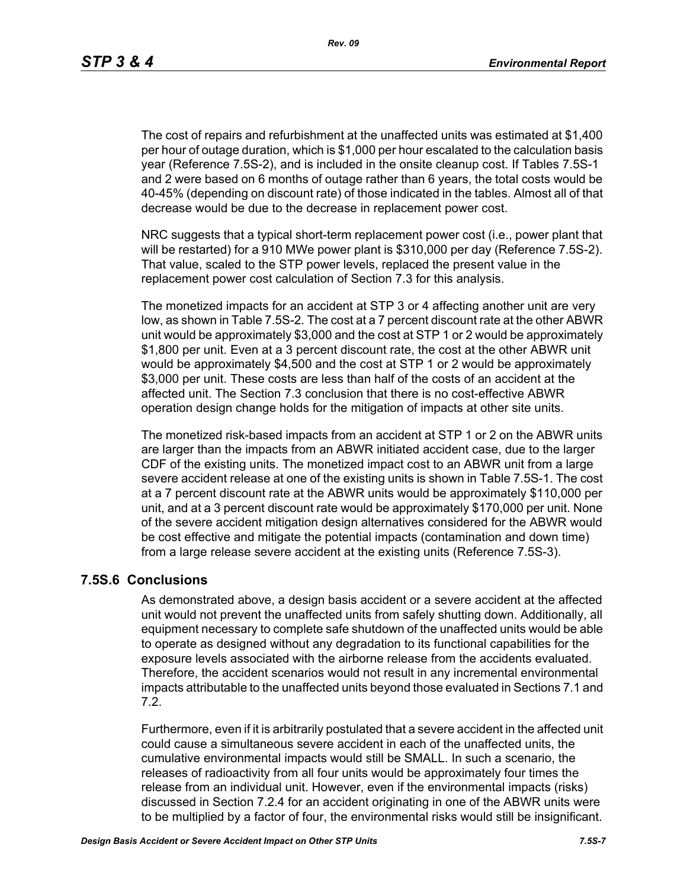The cost of repairs and refurbishment at the unaffected units was estimated at $1,400 per hour of outage duration, which is $1,000 per hour escalated to the calculation basis year (Reference 7.5S-2), and is included in the onsite cleanup cost. If Tables 7.5S-1 and 2 were based on 6 months of outage rather than 6 years, the total costs would be 40-45% (depending on discount rate) of those indicated in the tables. Almost all of that decrease would be due to the decrease in replacement power cost.

NRC suggests that a typical short-term replacement power cost (i.e., power plant that will be restarted) for a 910 MWe power plant is $310,000 per day (Reference 7.5S-2). That value, scaled to the STP power levels, replaced the present value in the replacement power cost calculation of Section 7.3 for this analysis.

The monetized impacts for an accident at STP 3 or 4 affecting another unit are very low, as shown in Table 7.5S-2. The cost at a 7 percent discount rate at the other ABWR unit would be approximately $3,000 and the cost at STP 1 or 2 would be approximately $1,800 per unit. Even at a 3 percent discount rate, the cost at the other ABWR unit would be approximately $4,500 and the cost at STP 1 or 2 would be approximately $3,000 per unit. These costs are less than half of the costs of an accident at the affected unit. The Section 7.3 conclusion that there is no cost-effective ABWR operation design change holds for the mitigation of impacts at other site units.

The monetized risk-based impacts from an accident at STP 1 or 2 on the ABWR units are larger than the impacts from an ABWR initiated accident case, due to the larger CDF of the existing units. The monetized impact cost to an ABWR unit from a large severe accident release at one of the existing units is shown in Table 7.5S-1. The cost at a 7 percent discount rate at the ABWR units would be approximately $110,000 per unit, and at a 3 percent discount rate would be approximately $170,000 per unit. None of the severe accident mitigation design alternatives considered for the ABWR would be cost effective and mitigate the potential impacts (contamination and down time) from a large release severe accident at the existing units (Reference 7.5S-3).

## 7.5S.6 Conclusions

As demonstrated above, a design basis accident or a severe accident at the affected unit would not prevent the unaffected units from safely shutting down. Additionally, all equipment necessary to complete safe shutdown of the unaffected units would be able to operate as designed without any degradation to its functional capabilities for the exposure levels associated with the airborne release from the accidents evaluated. Therefore, the accident scenarios would not result in any incremental environmental impacts attributable to the unaffected units beyond those evaluated in Sections 7.1 and 7.2.

Furthermore, even if it is arbitrarily postulated that a severe accident in the affected unit could cause a simultaneous severe accident in each of the unaffected units, the cumulative environmental impacts would still be SMALL. In such a scenario, the releases of radioactivity from all four units would be approximately four times the release from an individual unit. However, even if the environmental impacts (risks) discussed in Section 7.2.4 for an accident originating in one of the ABWR units were to be multiplied by a factor of four, the environmental risks would still be insignificant.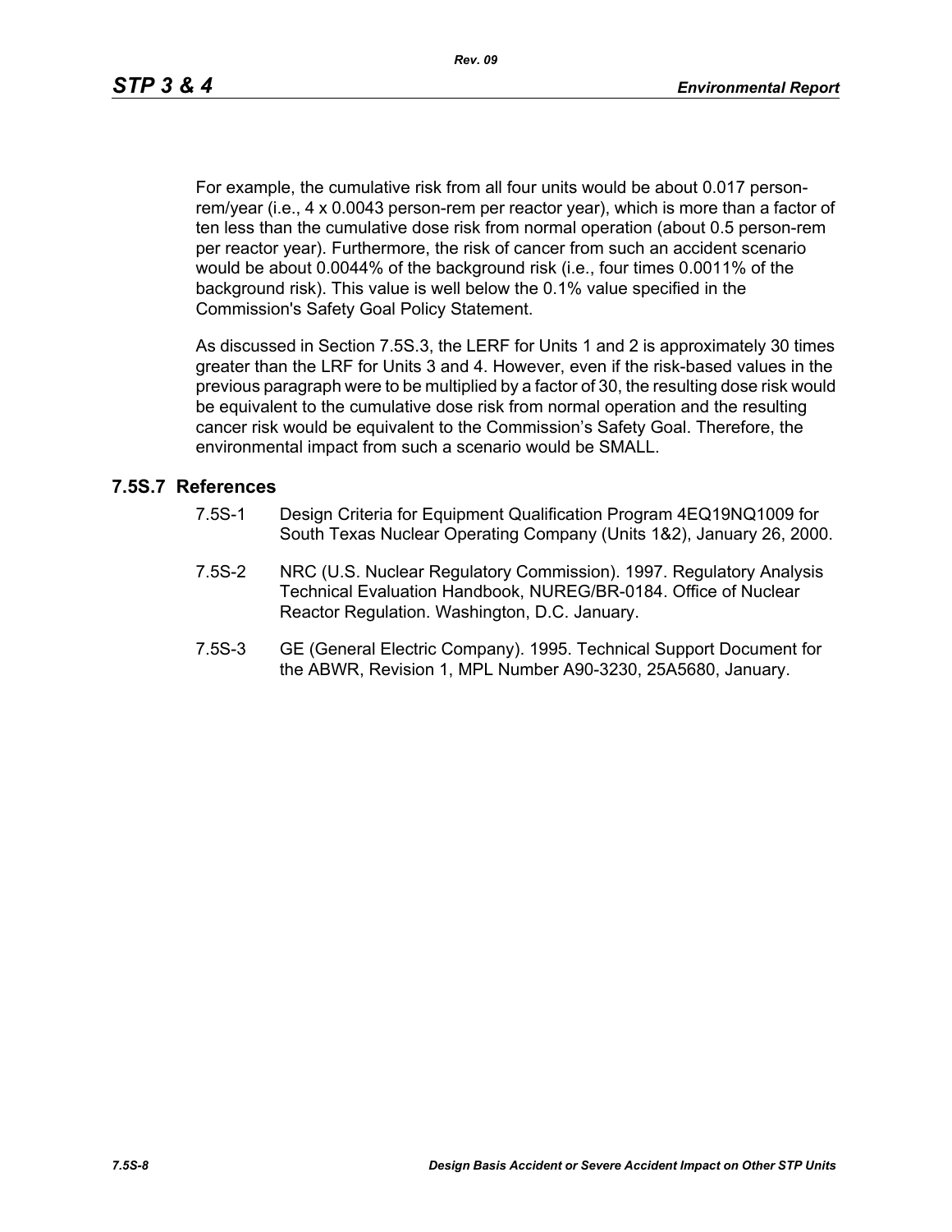For example, the cumulative risk from all four units would be about 0.017 person-rem/year (i.e., 4 x 0.0043 person-rem per reactor year), which is more than a factor of ten less than the cumulative dose risk from normal operation (about 0.5 person-rem per reactor year). Furthermore, the risk of cancer from such an accident scenario would be about 0.0044% of the background risk (i.e., four times 0.0011% of the background risk). This value is well below the 0.1% value specified in the Commission's Safety Goal Policy Statement.

As discussed in Section 7.5S.3, the LERF for Units 1 and 2 is approximately 30 times greater than the LRF for Units 3 and 4. However, even if the risk-based values in the previous paragraph were to be multiplied by a factor of 30, the resulting dose risk would be equivalent to the cumulative dose risk from normal operation and the resulting cancer risk would be equivalent to the Commission's Safety Goal. Therefore, the environmental impact from such a scenario would be SMALL.

## 7.5S.7 References

7.5S-1 Design Criteria for Equipment Qualification Program 4EQ19NQ1009 for South Texas Nuclear Operating Company (Units 1&2), January 26, 2000.

7.5S-2 NRC (U.S. Nuclear Regulatory Commission). 1997. Regulatory Analysis Technical Evaluation Handbook, NUREG/BR-0184. Office of Nuclear Reactor Regulation. Washington, D.C. January.

7.5S-3 GE (General Electric Company). 1995. Technical Support Document for the ABWR, Revision 1, MPL Number A90-3230, 25A5680, January.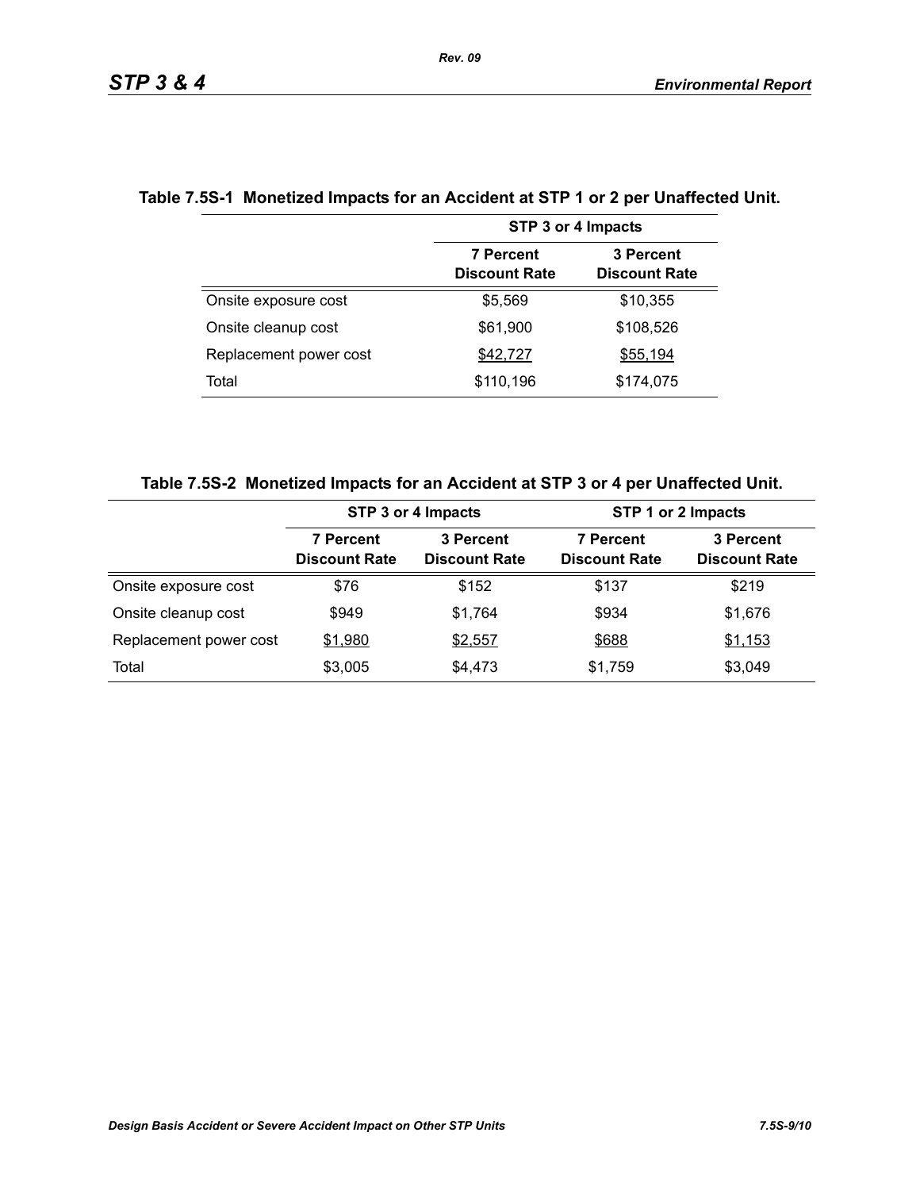**Table 7.5S-1 Monetized Impacts for an Accident at STP 1 or 2 per Unaffected Unit.**

| | STP 3 or 4 Impacts | |
|---|---|---|
| | 7 Percent Discount Rate | 3 Percent Discount Rate |
| Onsite exposure cost | $5,569 | $10,355 |
| Onsite cleanup cost | $61,900 | $108,526 |
| Replacement power cost | $42,727 | $55,194 |
| Total | $110,196 | $174,075 |

**Table 7.5S-2 Monetized Impacts for an Accident at STP 3 or 4 per Unaffected Unit.**

| | STP 3 or 4 Impacts | | STP 1 or 2 Impacts | |
|---|---|---|---|---|
| | 7 Percent Discount Rate | 3 Percent Discount Rate | 7 Percent Discount Rate | 3 Percent Discount Rate |
| Onsite exposure cost | $76 | $152 | $137 | $219 |
| Onsite cleanup cost | $949 | $1,764 | $934 | $1,676 |
| Replacement power cost | $1,980 | $2,557 | $688 | $1,153 |
| Total | $3,005 | $4,473 | $1,759 | $3,049 |